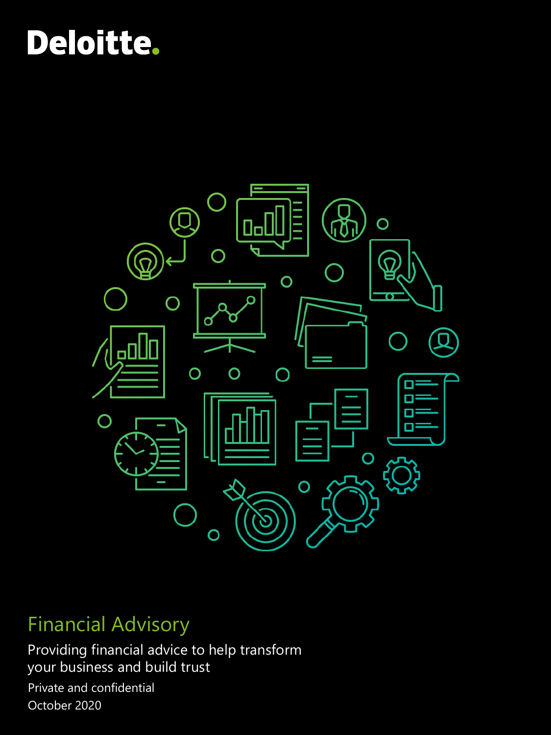Deloitte.

# Financial Advisory

Providing financial advice to help transform your business and build trust

Private and confidential

October 2020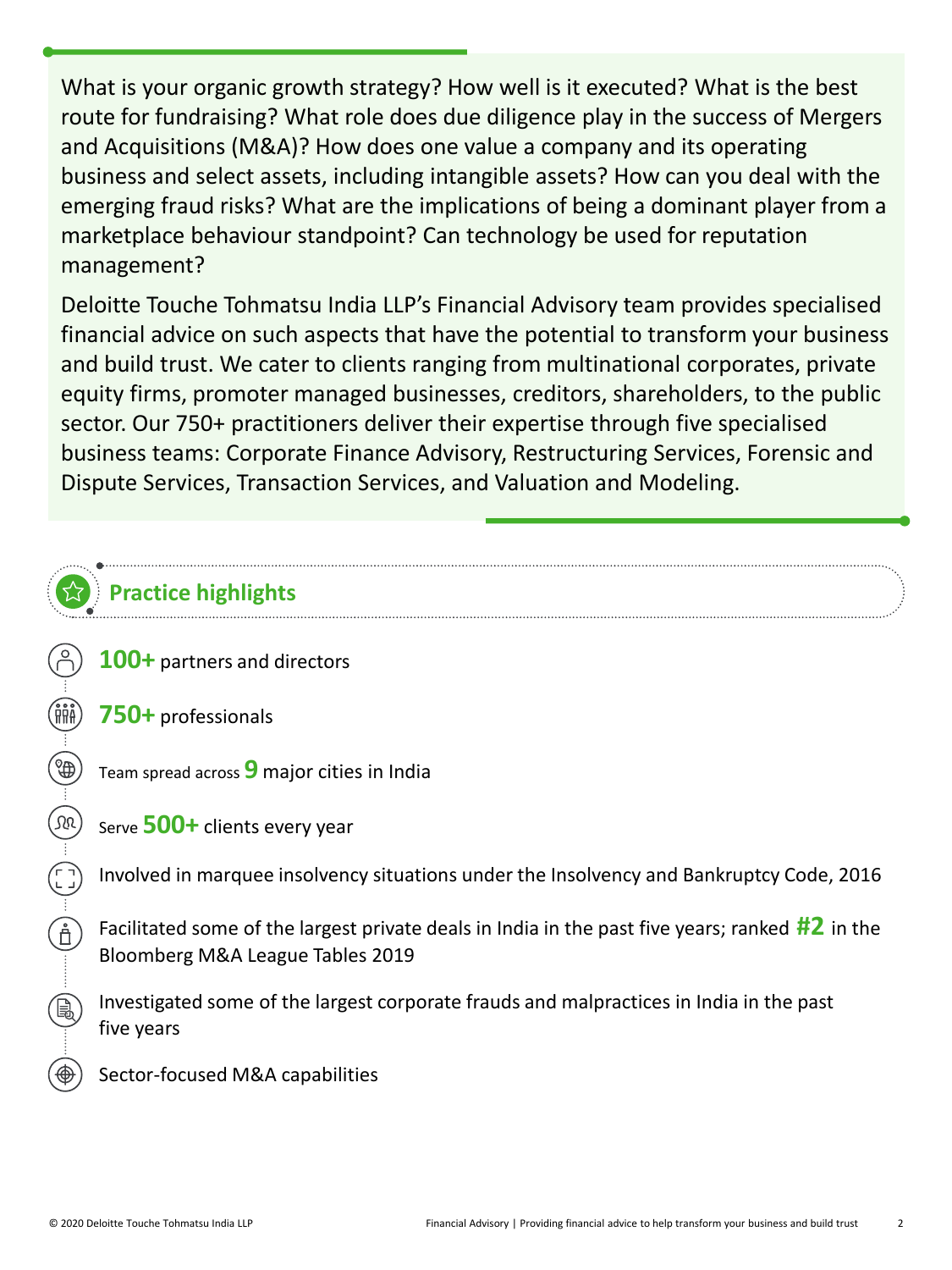What is your organic growth strategy? How well is it executed? What is the best route for fundraising? What role does due diligence play in the success of Mergers and Acquisitions (M&A)? How does one value a company and its operating business and select assets, including intangible assets? How can you deal with the emerging fraud risks? What are the implications of being a dominant player from a marketplace behaviour standpoint? Can technology be used for reputation management?

Deloitte Touche Tohmatsu India LLP's Financial Advisory team provides specialised financial advice on such aspects that have the potential to transform your business and build trust. We cater to clients ranging from multinational corporates, private equity firms, promoter managed businesses, creditors, shareholders, to the public sector. Our 750+ practitioners deliver their expertise through five specialised business teams: Corporate Finance Advisory, Restructuring Services, Forensic and Dispute Services, Transaction Services, and Valuation and Modeling.

## Practice highlights

- **100+** partners and directors
- **750+** professionals
- Team spread across **9** major cities in India
- Serve **500+** clients every year
- Involved in marquee insolvency situations under the Insolvency and Bankruptcy Code, 2016
- Facilitated some of the largest private deals in India in the past five years; ranked **#2** in the Bloomberg M&A League Tables 2019
- Investigated some of the largest corporate frauds and malpractices in India in the past five years
- Sector-focused M&A capabilities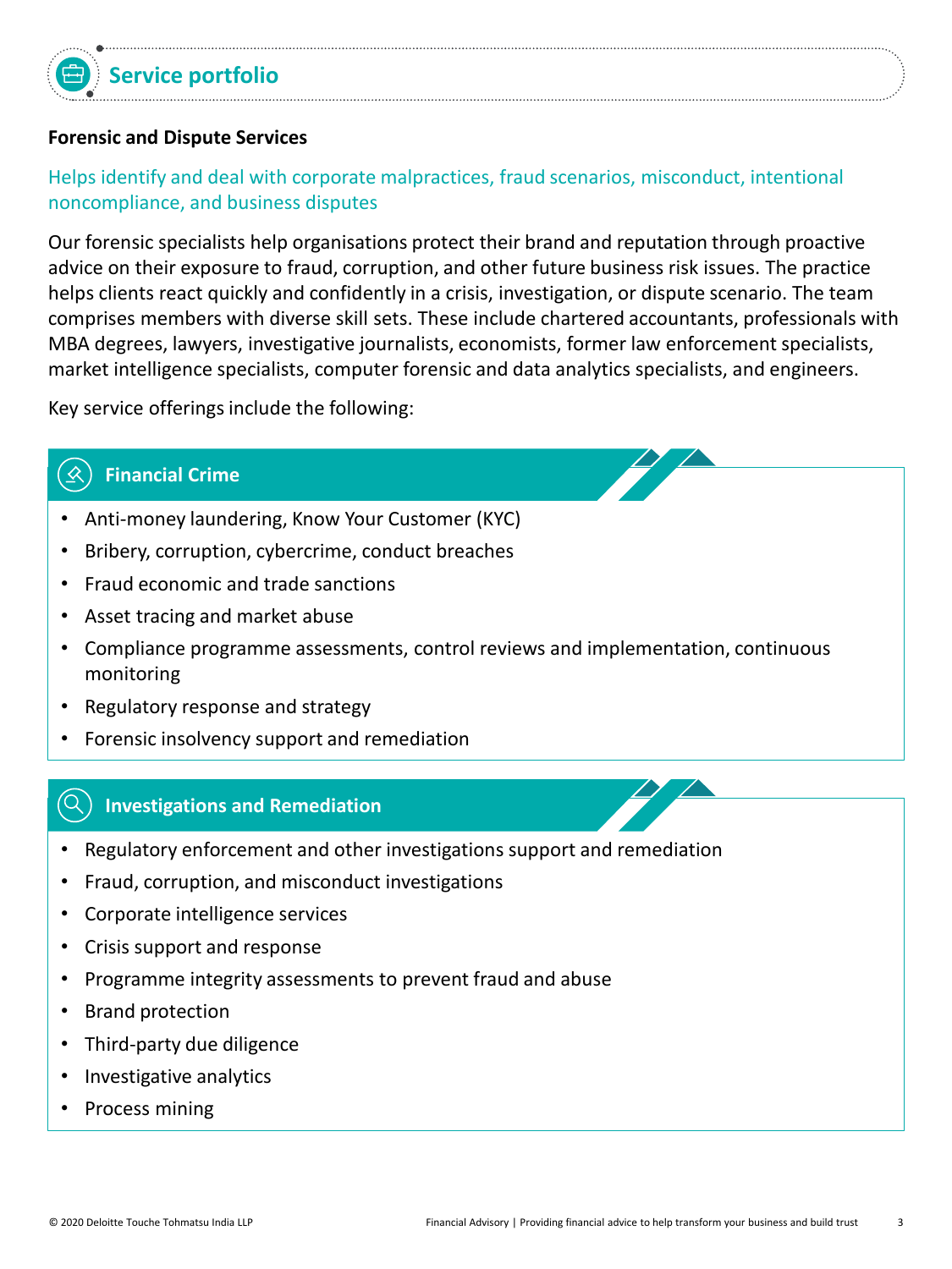## Service portfolio

**Forensic and Dispute Services**

Helps identify and deal with corporate malpractices, fraud scenarios, misconduct, intentional noncompliance, and business disputes

Our forensic specialists help organisations protect their brand and reputation through proactive advice on their exposure to fraud, corruption, and other future business risk issues. The practice helps clients react quickly and confidently in a crisis, investigation, or dispute scenario. The team comprises members with diverse skill sets. These include chartered accountants, professionals with MBA degrees, lawyers, investigative journalists, economists, former law enforcement specialists, market intelligence specialists, computer forensic and data analytics specialists, and engineers.

Key service offerings include the following:

### Financial Crime

- Anti-money laundering, Know Your Customer (KYC)
- Bribery, corruption, cybercrime, conduct breaches
- Fraud economic and trade sanctions
- Asset tracing and market abuse
- Compliance programme assessments, control reviews and implementation, continuous monitoring
- Regulatory response and strategy
- Forensic insolvency support and remediation

### Investigations and Remediation

- Regulatory enforcement and other investigations support and remediation
- Fraud, corruption, and misconduct investigations
- Corporate intelligence services
- Crisis support and response
- Programme integrity assessments to prevent fraud and abuse
- Brand protection
- Third-party due diligence
- Investigative analytics
- Process mining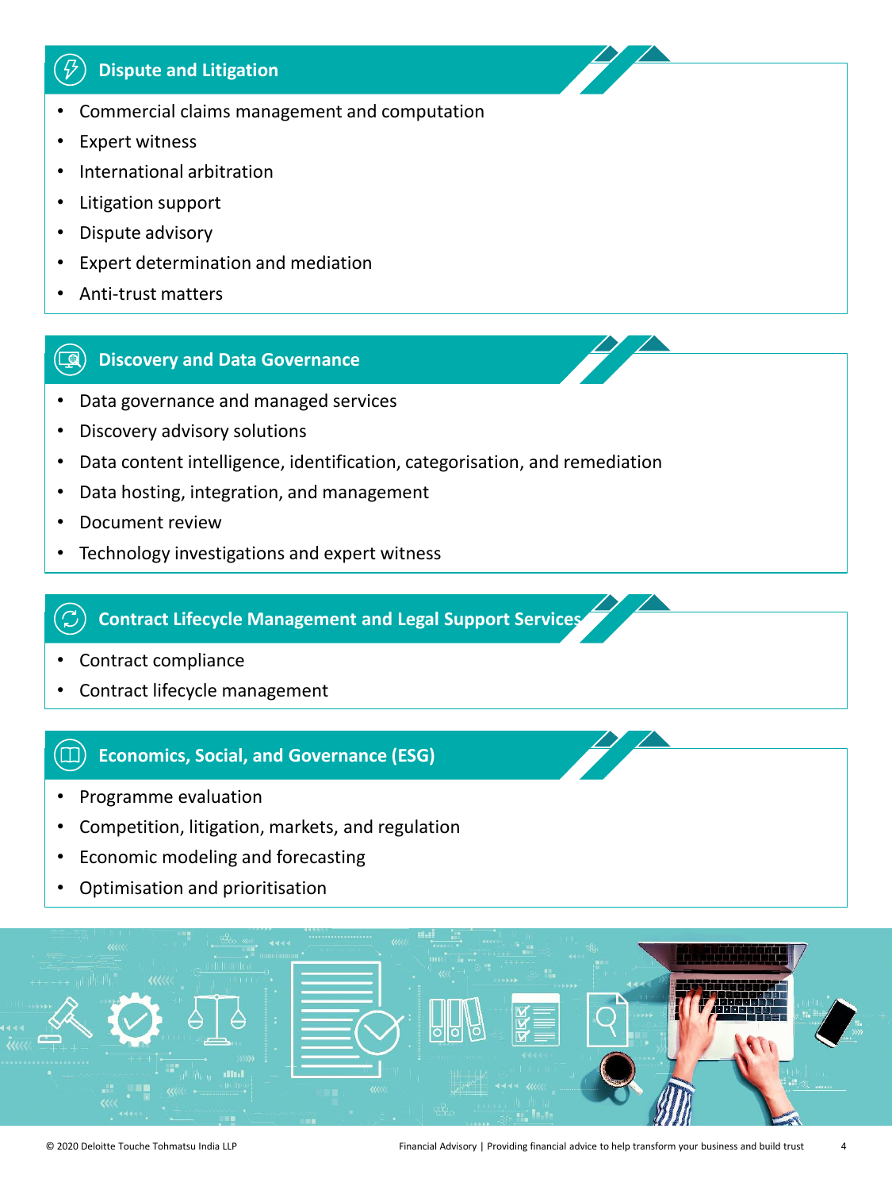## Dispute and Litigation

- Commercial claims management and computation
- Expert witness
- International arbitration
- Litigation support
- Dispute advisory
- Expert determination and mediation
- Anti-trust matters

## Discovery and Data Governance

- Data governance and managed services
- Discovery advisory solutions
- Data content intelligence, identification, categorisation, and remediation
- Data hosting, integration, and management
- Document review
- Technology investigations and expert witness

## Contract Lifecycle Management and Legal Support Services

- Contract compliance
- Contract lifecycle management

## Economics, Social, and Governance (ESG)

- Programme evaluation
- Competition, litigation, markets, and regulation
- Economic modeling and forecasting
- Optimisation and prioritisation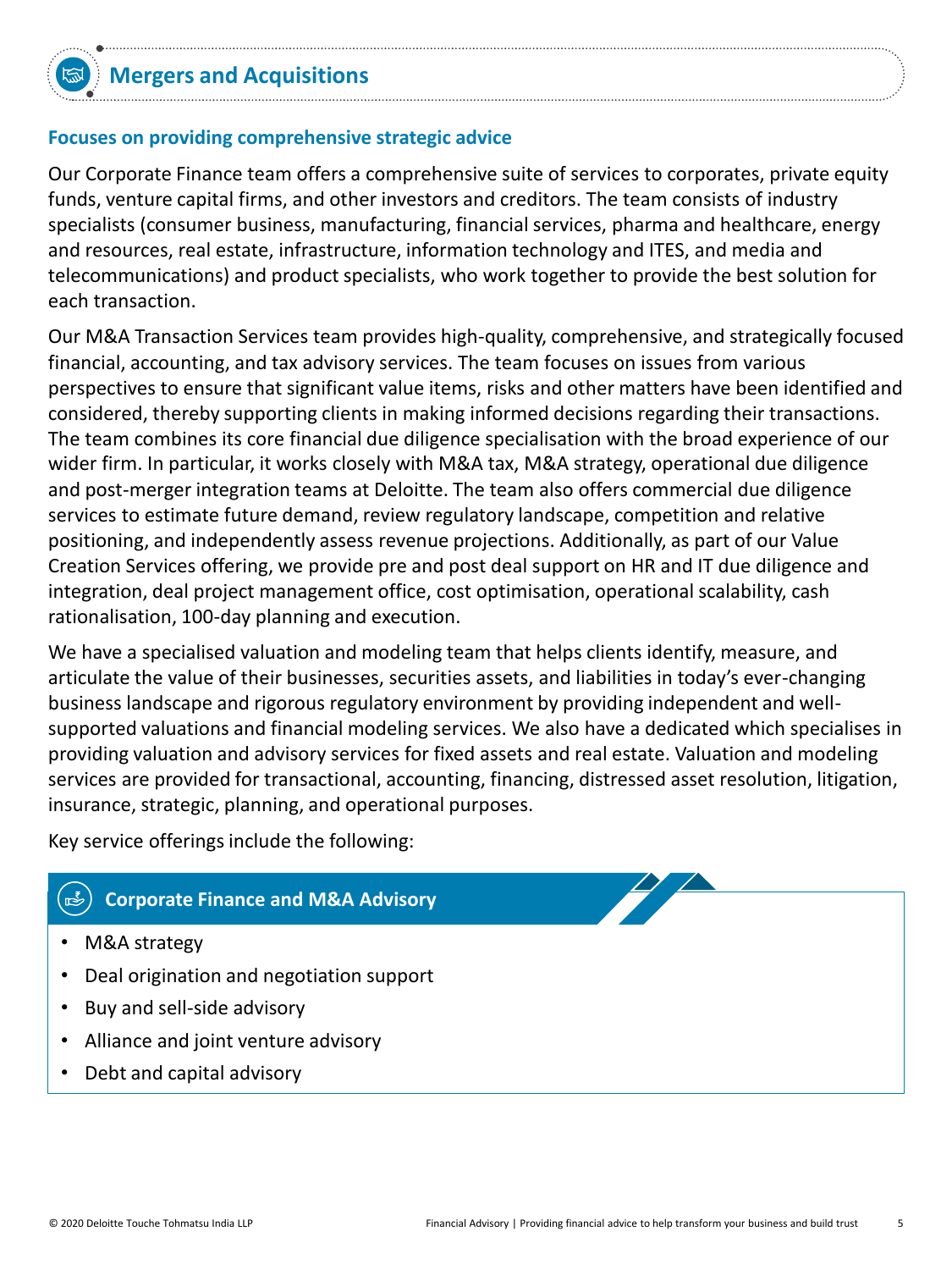## Mergers and Acquisitions

### Focuses on providing comprehensive strategic advice

Our Corporate Finance team offers a comprehensive suite of services to corporates, private equity funds, venture capital firms, and other investors and creditors. The team consists of industry specialists (consumer business, manufacturing, financial services, pharma and healthcare, energy and resources, real estate, infrastructure, information technology and ITES, and media and telecommunications) and product specialists, who work together to provide the best solution for each transaction.

Our M&A Transaction Services team provides high-quality, comprehensive, and strategically focused financial, accounting, and tax advisory services. The team focuses on issues from various perspectives to ensure that significant value items, risks and other matters have been identified and considered, thereby supporting clients in making informed decisions regarding their transactions. The team combines its core financial due diligence specialisation with the broad experience of our wider firm. In particular, it works closely with M&A tax, M&A strategy, operational due diligence and post-merger integration teams at Deloitte. The team also offers commercial due diligence services to estimate future demand, review regulatory landscape, competition and relative positioning, and independently assess revenue projections. Additionally, as part of our Value Creation Services offering, we provide pre and post deal support on HR and IT due diligence and integration, deal project management office, cost optimisation, operational scalability, cash rationalisation, 100-day planning and execution.

We have a specialised valuation and modeling team that helps clients identify, measure, and articulate the value of their businesses, securities assets, and liabilities in today's ever-changing business landscape and rigorous regulatory environment by providing independent and well-supported valuations and financial modeling services. We also have a dedicated which specialises in providing valuation and advisory services for fixed assets and real estate. Valuation and modeling services are provided for transactional, accounting, financing, distressed asset resolution, litigation, insurance, strategic, planning, and operational purposes.

Key service offerings include the following:

#### Corporate Finance and M&A Advisory

- M&A strategy
- Deal origination and negotiation support
- Buy and sell-side advisory
- Alliance and joint venture advisory
- Debt and capital advisory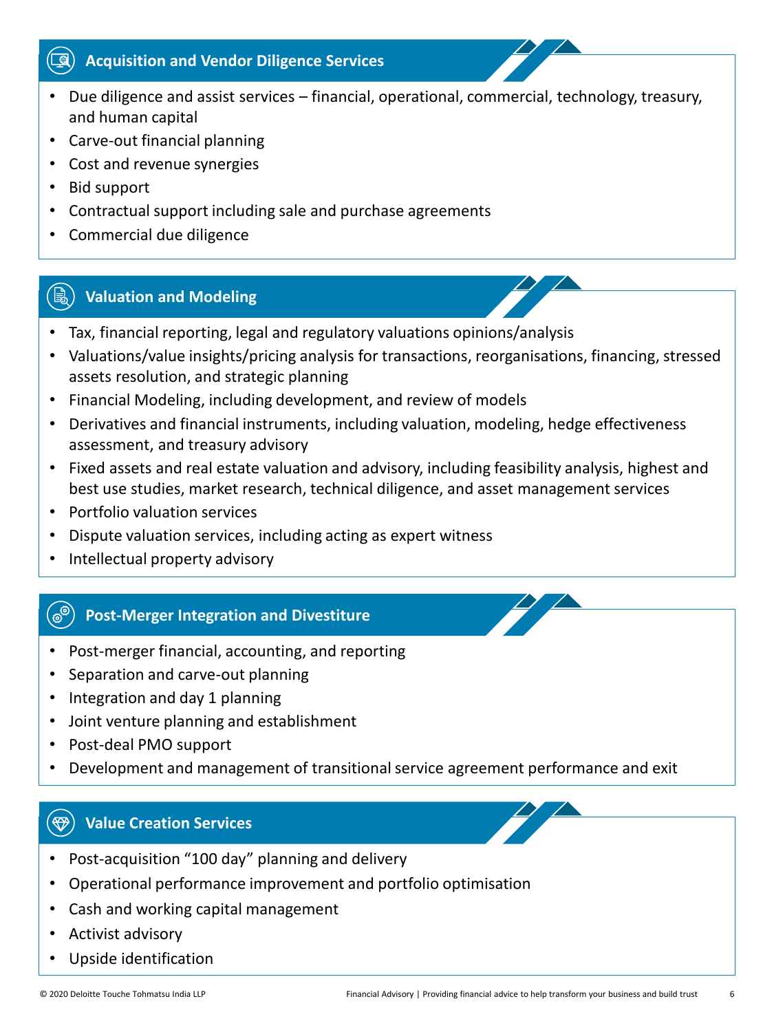## Acquisition and Vendor Diligence Services

- Due diligence and assist services – financial, operational, commercial, technology, treasury, and human capital
- Carve-out financial planning
- Cost and revenue synergies
- Bid support
- Contractual support including sale and purchase agreements
- Commercial due diligence

## Valuation and Modeling

- Tax, financial reporting, legal and regulatory valuations opinions/analysis
- Valuations/value insights/pricing analysis for transactions, reorganisations, financing, stressed assets resolution, and strategic planning
- Financial Modeling, including development, and review of models
- Derivatives and financial instruments, including valuation, modeling, hedge effectiveness assessment, and treasury advisory
- Fixed assets and real estate valuation and advisory, including feasibility analysis, highest and best use studies, market research, technical diligence, and asset management services
- Portfolio valuation services
- Dispute valuation services, including acting as expert witness
- Intellectual property advisory

## Post-Merger Integration and Divestiture

- Post-merger financial, accounting, and reporting
- Separation and carve-out planning
- Integration and day 1 planning
- Joint venture planning and establishment
- Post-deal PMO support
- Development and management of transitional service agreement performance and exit

## Value Creation Services

- Post-acquisition "100 day" planning and delivery
- Operational performance improvement and portfolio optimisation
- Cash and working capital management
- Activist advisory
- Upside identification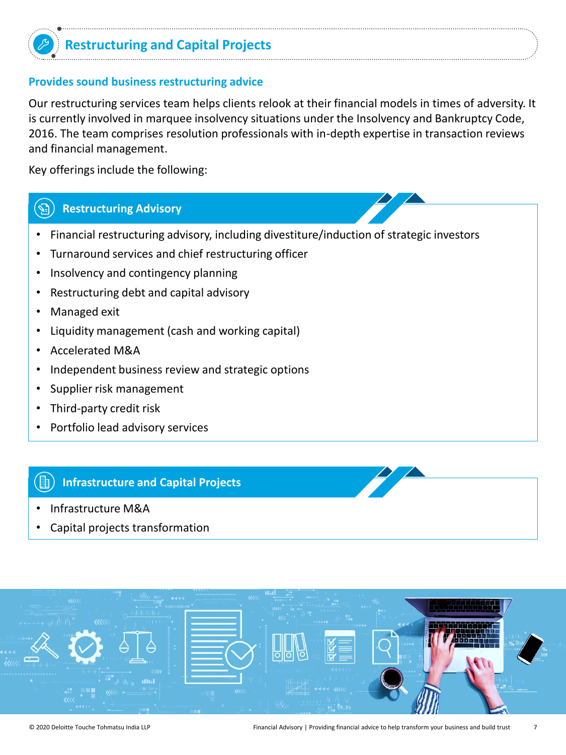# Restructuring and Capital Projects

## Provides sound business restructuring advice

Our restructuring services team helps clients relook at their financial models in times of adversity. It is currently involved in marquee insolvency situations under the Insolvency and Bankruptcy Code, 2016. The team comprises resolution professionals with in-depth expertise in transaction reviews and financial management.

Key offerings include the following:

### Restructuring Advisory

- Financial restructuring advisory, including divestiture/induction of strategic investors
- Turnaround services and chief restructuring officer
- Insolvency and contingency planning
- Restructuring debt and capital advisory
- Managed exit
- Liquidity management (cash and working capital)
- Accelerated M&A
- Independent business review and strategic options
- Supplier risk management
- Third-party credit risk
- Portfolio lead advisory services

### Infrastructure and Capital Projects

- Infrastructure M&A
- Capital projects transformation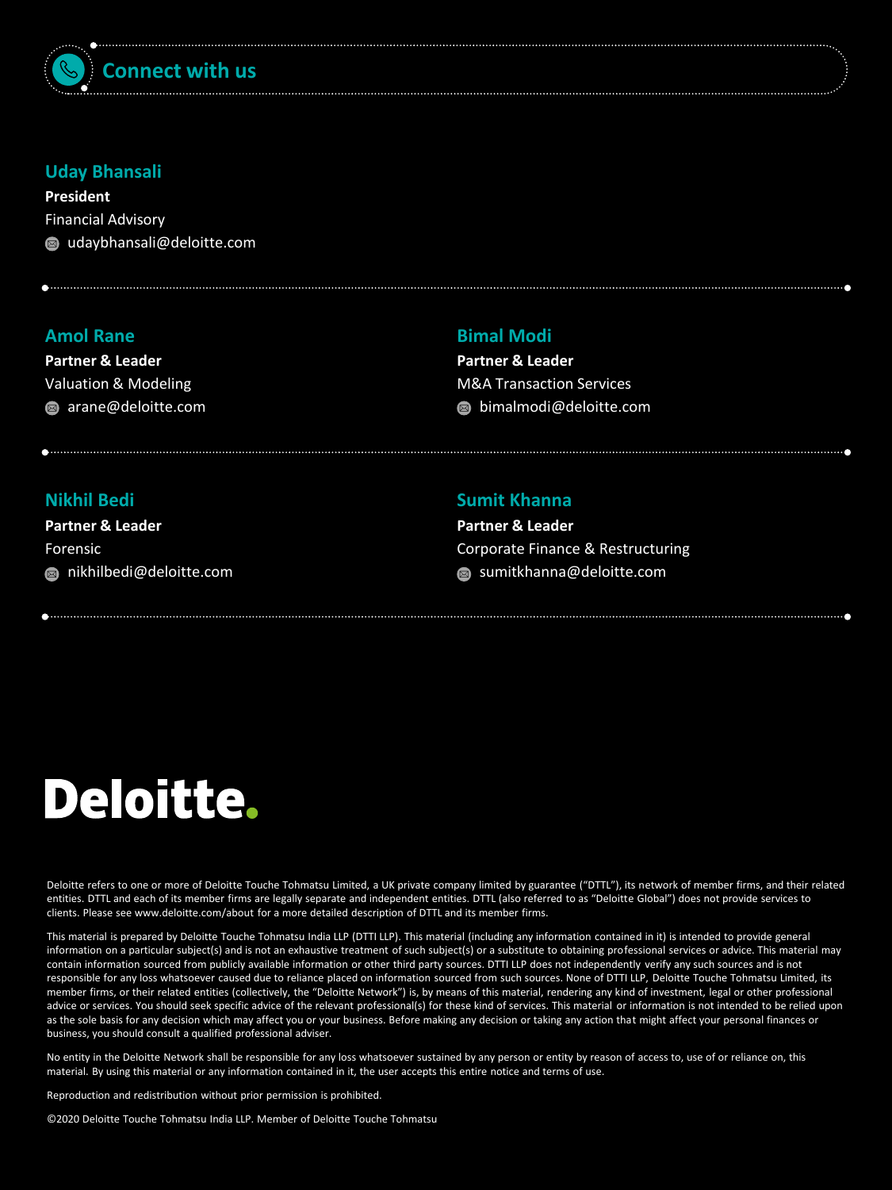## Connect with us

**Uday Bhansali**
**President**
Financial Advisory
udaybhansali@deloitte.com

**Amol Rane**
**Partner & Leader**
Valuation & Modeling
arane@deloitte.com

**Bimal Modi**
**Partner & Leader**
M&A Transaction Services
bimalmodi@deloitte.com

**Nikhil Bedi**
**Partner & Leader**
Forensic
nikhilbedi@deloitte.com

**Sumit Khanna**
**Partner & Leader**
Corporate Finance & Restructuring
sumitkhanna@deloitte.com

Deloitte.

Deloitte refers to one or more of Deloitte Touche Tohmatsu Limited, a UK private company limited by guarantee ("DTTL"), its network of member firms, and their related entities. DTTL and each of its member firms are legally separate and independent entities. DTTL (also referred to as "Deloitte Global") does not provide services to clients. Please see www.deloitte.com/about for a more detailed description of DTTL and its member firms.

This material is prepared by Deloitte Touche Tohmatsu India LLP (DTTI LLP). This material (including any information contained in it) is intended to provide general information on a particular subject(s) and is not an exhaustive treatment of such subject(s) or a substitute to obtaining professional services or advice. This material may contain information sourced from publicly available information or other third party sources. DTTI LLP does not independently verify any such sources and is not responsible for any loss whatsoever caused due to reliance placed on information sourced from such sources. None of DTTI LLP, Deloitte Touche Tohmatsu Limited, its member firms, or their related entities (collectively, the "Deloitte Network") is, by means of this material, rendering any kind of investment, legal or other professional advice or services. You should seek specific advice of the relevant professional(s) for these kind of services. This material or information is not intended to be relied upon as the sole basis for any decision which may affect you or your business. Before making any decision or taking any action that might affect your personal finances or business, you should consult a qualified professional adviser.

No entity in the Deloitte Network shall be responsible for any loss whatsoever sustained by any person or entity by reason of access to, use of or reliance on, this material. By using this material or any information contained in it, the user accepts this entire notice and terms of use.

Reproduction and redistribution without prior permission is prohibited.

©2020 Deloitte Touche Tohmatsu India LLP. Member of Deloitte Touche Tohmatsu